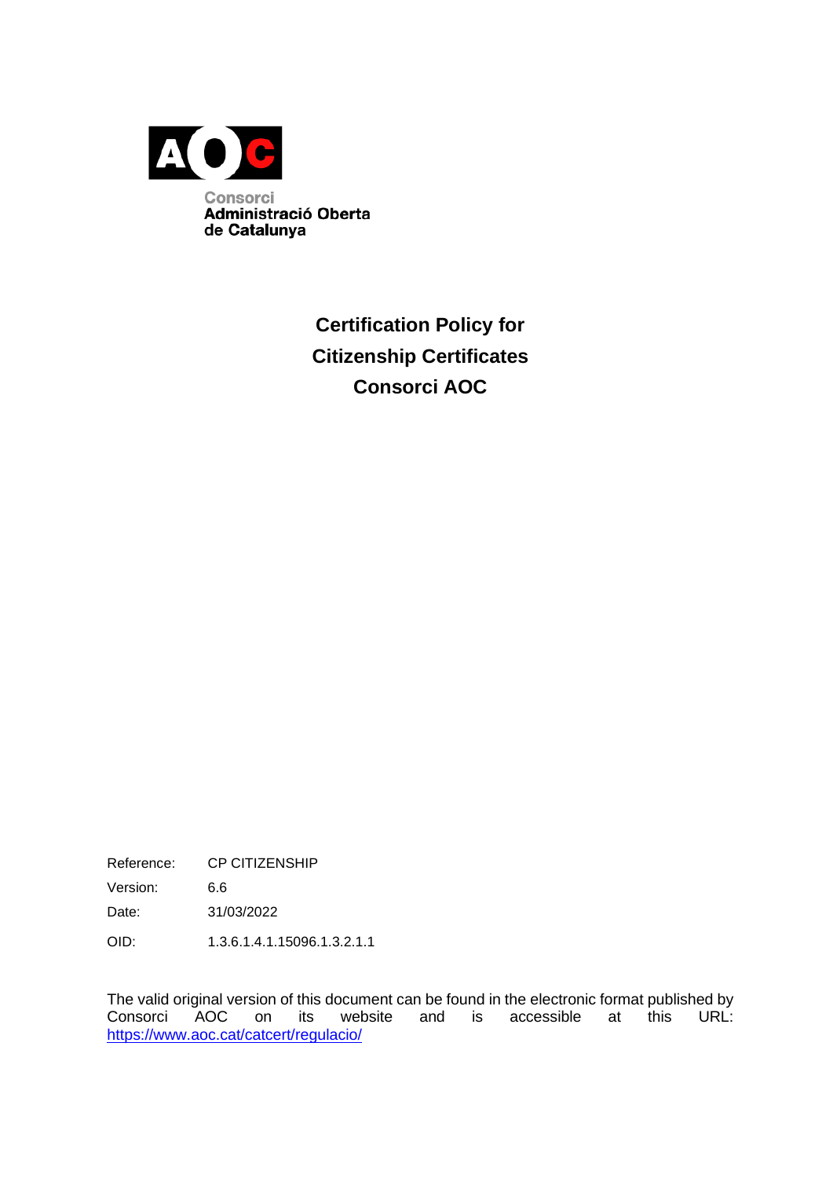Consorci
Administració Oberta
de Catalunya

# Certification Policy for Citizenship Certificates Consorci AOC

| | |
|---|---|
| Reference: | CP CITIZENSHIP |
| Version: | 6.6 |
| Date: | 31/03/2022 |
| OID: | 1.3.6.1.4.1.15096.1.3.2.1.1 |

The valid original version of this document can be found in the electronic format published by Consorci AOC on its website and is accessible at this URL: https://www.aoc.cat/catcert/regulacio/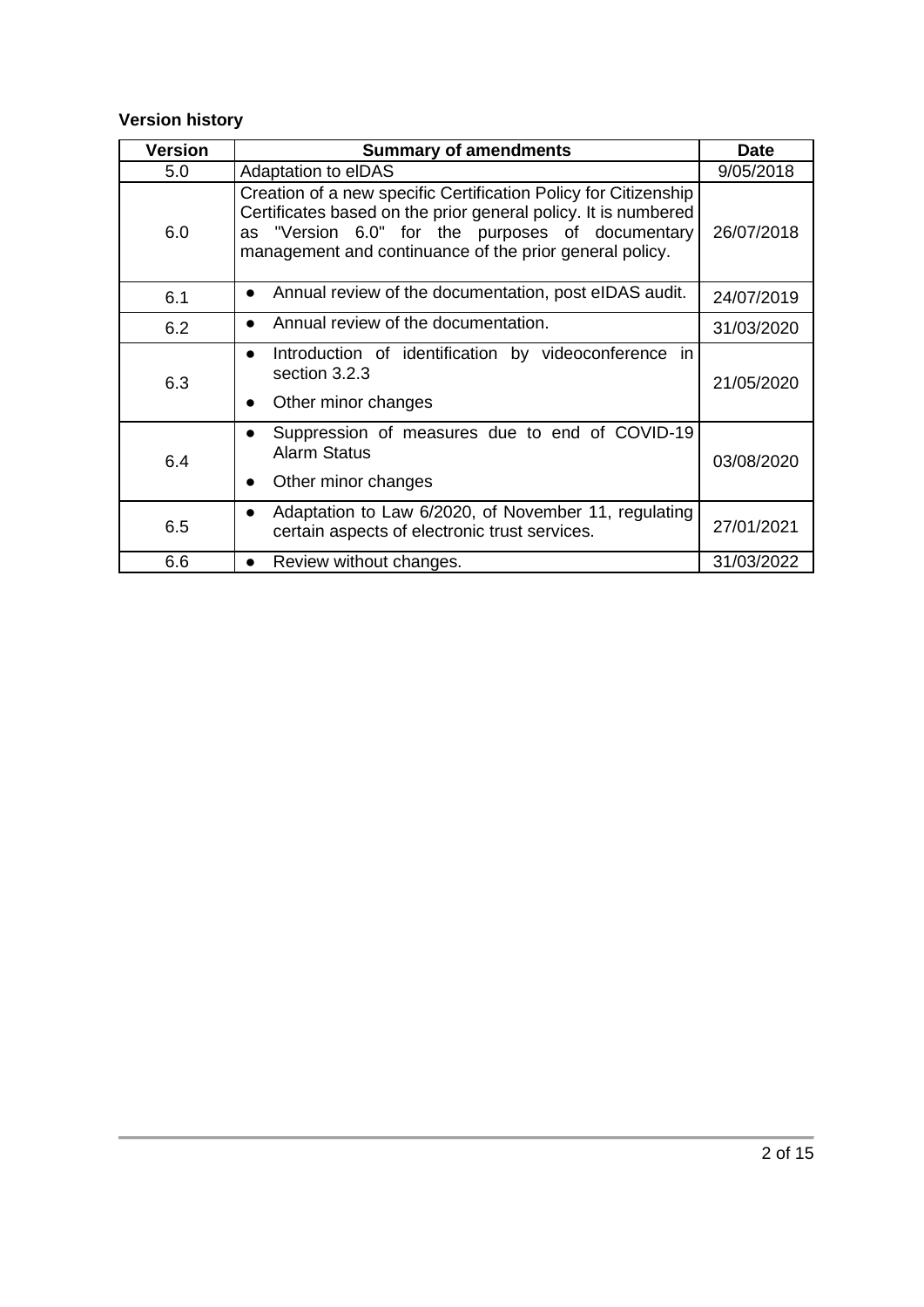**Version history**

| Version | Summary of amendments | Date |
|---|---|---|
| 5.0 | Adaptation to eIDAS | 9/05/2018 |
| 6.0 | Creation of a new specific Certification Policy for Citizenship Certificates based on the prior general policy. It is numbered as "Version 6.0" for the purposes of documentary management and continuance of the prior general policy. | 26/07/2018 |
| 6.1 | • Annual review of the documentation, post eIDAS audit. | 24/07/2019 |
| 6.2 | • Annual review of the documentation. | 31/03/2020 |
| 6.3 | • Introduction of identification by videoconference in section 3.2.3<br>• Other minor changes | 21/05/2020 |
| 6.4 | • Suppression of measures due to end of COVID-19 Alarm Status<br>• Other minor changes | 03/08/2020 |
| 6.5 | • Adaptation to Law 6/2020, of November 11, regulating certain aspects of electronic trust services. | 27/01/2021 |
| 6.6 | • Review without changes. | 31/03/2022 |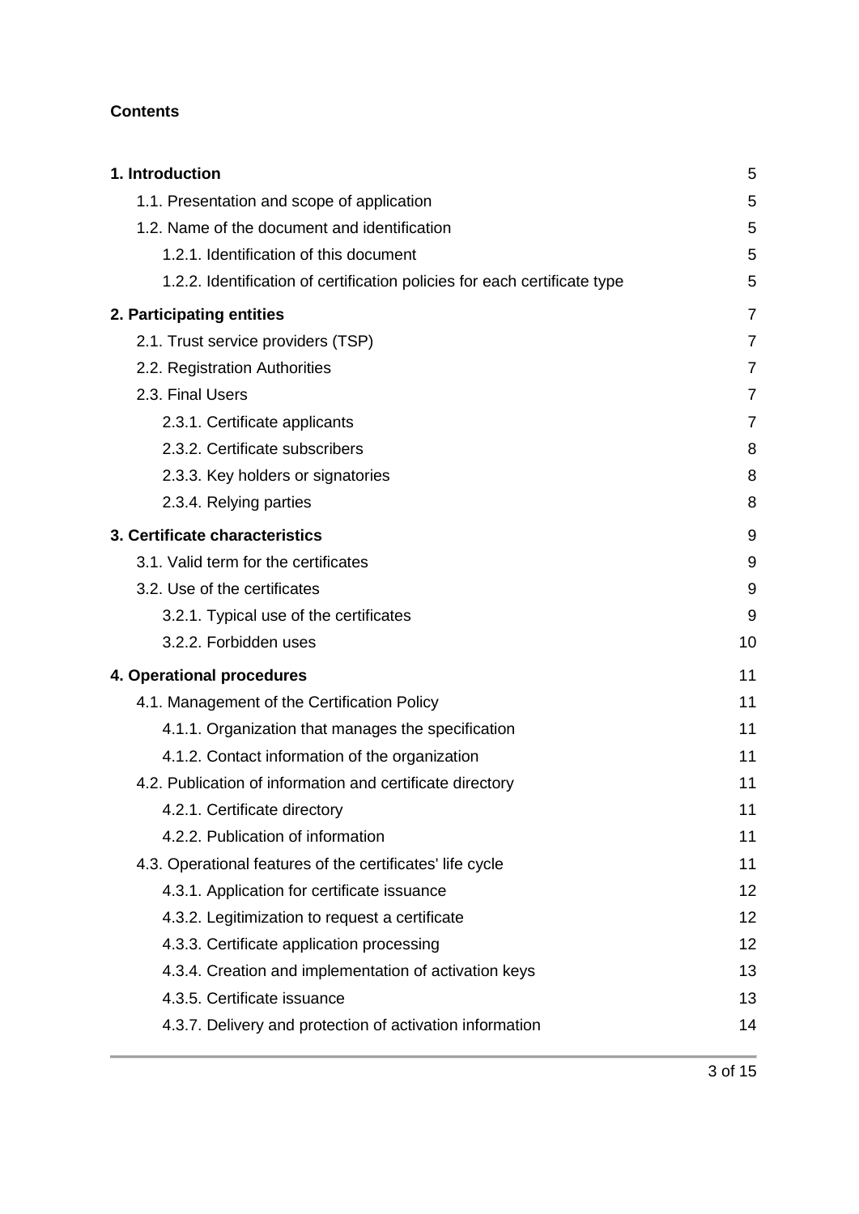**Contents**

**1. Introduction** 5

1.1. Presentation and scope of application 5

1.2. Name of the document and identification 5

1.2.1. Identification of this document 5

1.2.2. Identification of certification policies for each certificate type 5

**2. Participating entities** 7

2.1. Trust service providers (TSP) 7

2.2. Registration Authorities 7

2.3. Final Users 7

2.3.1. Certificate applicants 7

2.3.2. Certificate subscribers 8

2.3.3. Key holders or signatories 8

2.3.4. Relying parties 8

**3. Certificate characteristics** 9

3.1. Valid term for the certificates 9

3.2. Use of the certificates 9

3.2.1. Typical use of the certificates 9

3.2.2. Forbidden uses 10

**4. Operational procedures** 11

4.1. Management of the Certification Policy 11

4.1.1. Organization that manages the specification 11

4.1.2. Contact information of the organization 11

4.2. Publication of information and certificate directory 11

4.2.1. Certificate directory 11

4.2.2. Publication of information 11

4.3. Operational features of the certificates' life cycle 11

4.3.1. Application for certificate issuance 12

4.3.2. Legitimization to request a certificate 12

4.3.3. Certificate application processing 12

4.3.4. Creation and implementation of activation keys 13

4.3.5. Certificate issuance 13

4.3.7. Delivery and protection of activation information 14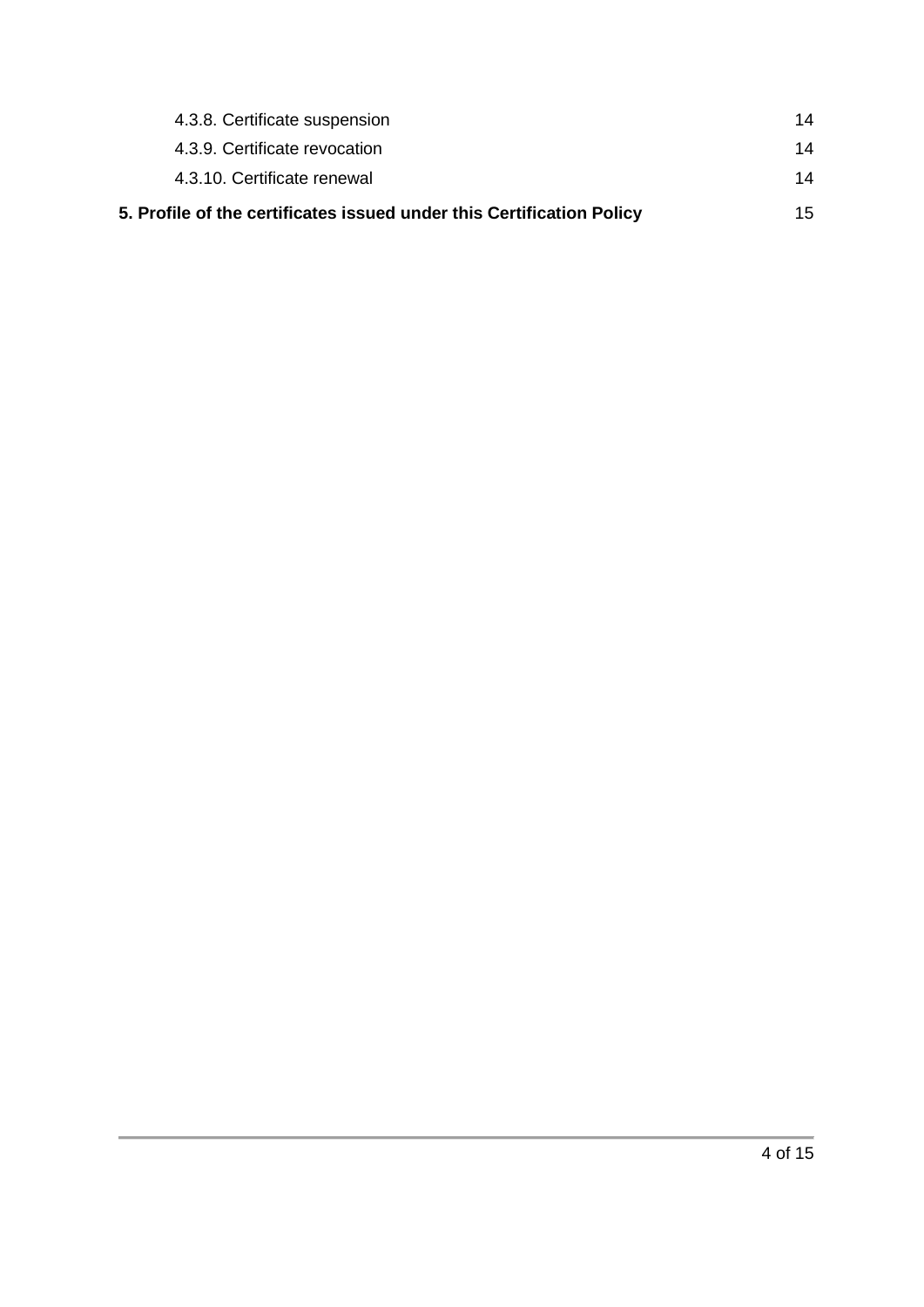4.3.8. Certificate suspension 14

4.3.9. Certificate revocation 14

4.3.10. Certificate renewal 14

**5. Profile of the certificates issued under this Certification Policy** 15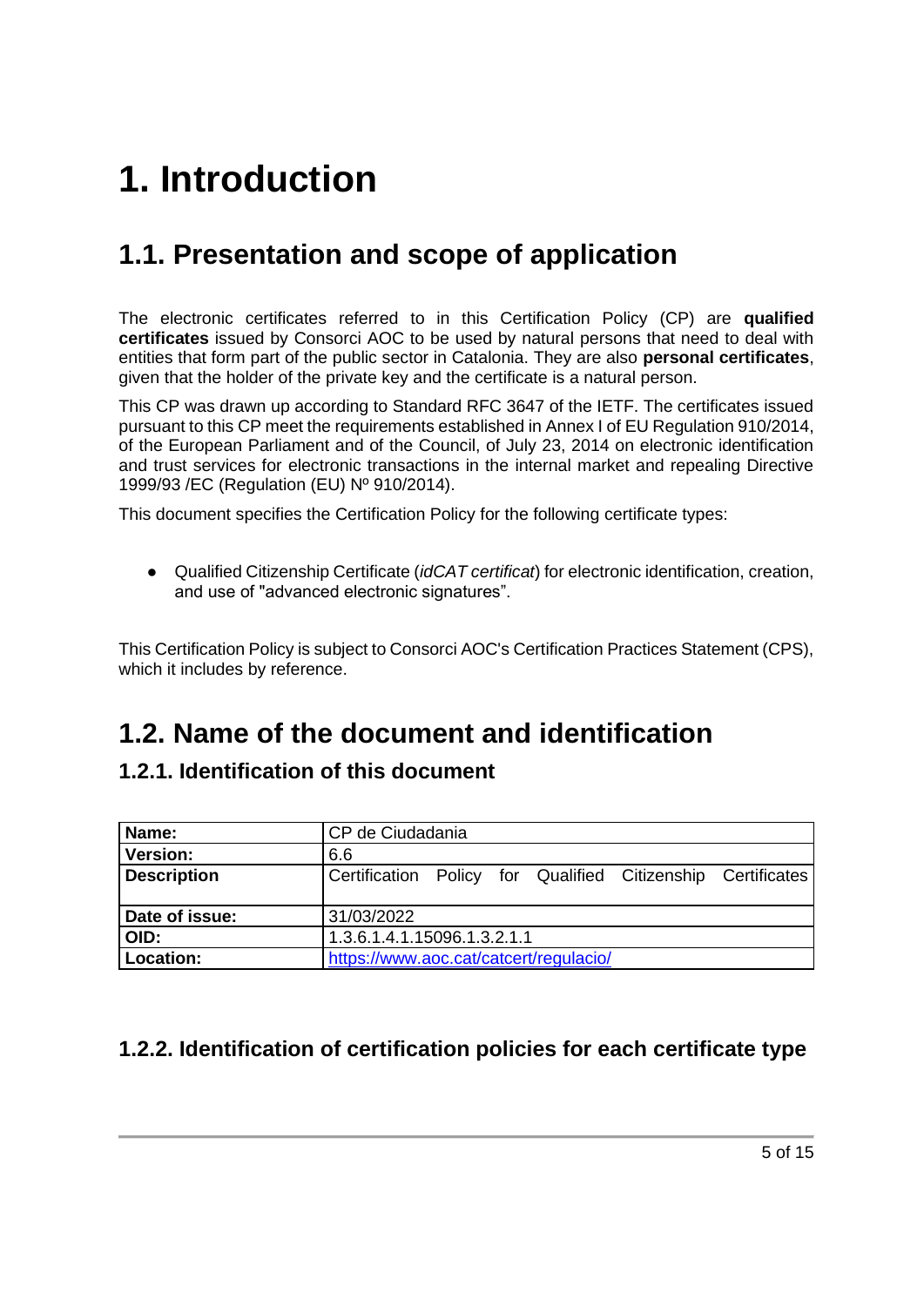# 1. Introduction

## 1.1. Presentation and scope of application

The electronic certificates referred to in this Certification Policy (CP) are **qualified certificates** issued by Consorci AOC to be used by natural persons that need to deal with entities that form part of the public sector in Catalonia. They are also **personal certificates**, given that the holder of the private key and the certificate is a natural person.

This CP was drawn up according to Standard RFC 3647 of the IETF. The certificates issued pursuant to this CP meet the requirements established in Annex I of EU Regulation 910/2014, of the European Parliament and of the Council, of July 23, 2014 on electronic identification and trust services for electronic transactions in the internal market and repealing Directive 1999/93 /EC (Regulation (EU) Nº 910/2014).

This document specifies the Certification Policy for the following certificate types:

- Qualified Citizenship Certificate (*idCAT certificat*) for electronic identification, creation, and use of "advanced electronic signatures".

This Certification Policy is subject to Consorci AOC's Certification Practices Statement (CPS), which it includes by reference.

## 1.2. Name of the document and identification

### 1.2.1. Identification of this document

| **Name:** | CP de Ciudadania |
|---|---|
| **Version:** | 6.6 |
| **Description** | Certification Policy for Qualified Citizenship Certificates |
| **Date of issue:** | 31/03/2022 |
| **OID:** | 1.3.6.1.4.1.15096.1.3.2.1.1 |
| **Location:** | https://www.aoc.cat/catcert/regulacio/ |

### 1.2.2. Identification of certification policies for each certificate type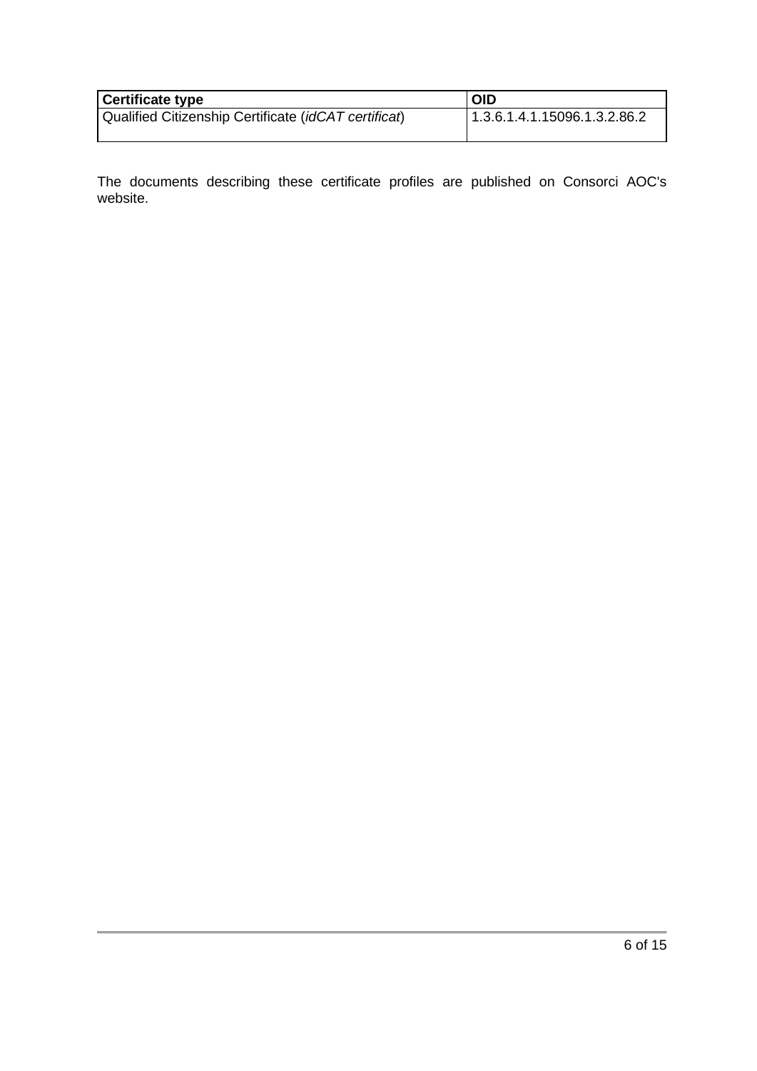| Certificate type | OID |
| --- | --- |
| Qualified Citizenship Certificate (*idCAT certificat*) | 1.3.6.1.4.1.15096.1.3.2.86.2 |

The documents describing these certificate profiles are published on Consorci AOC's website.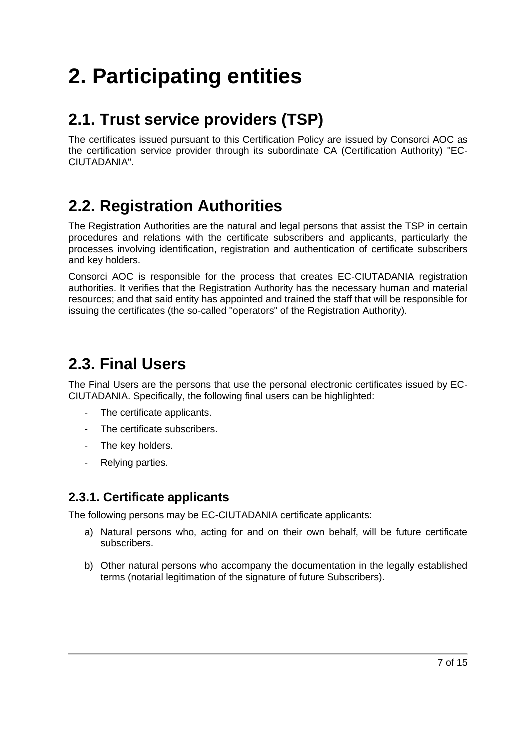# 2. Participating entities

## 2.1. Trust service providers (TSP)

The certificates issued pursuant to this Certification Policy are issued by Consorci AOC as the certification service provider through its subordinate CA (Certification Authority) "EC-CIUTADANIA".

## 2.2. Registration Authorities

The Registration Authorities are the natural and legal persons that assist the TSP in certain procedures and relations with the certificate subscribers and applicants, particularly the processes involving identification, registration and authentication of certificate subscribers and key holders.

Consorci AOC is responsible for the process that creates EC-CIUTADANIA registration authorities. It verifies that the Registration Authority has the necessary human and material resources; and that said entity has appointed and trained the staff that will be responsible for issuing the certificates (the so-called "operators" of the Registration Authority).

## 2.3. Final Users

The Final Users are the persons that use the personal electronic certificates issued by EC-CIUTADANIA. Specifically, the following final users can be highlighted:

- The certificate applicants.
- The certificate subscribers.
- The key holders.
- Relying parties.

### 2.3.1. Certificate applicants

The following persons may be EC-CIUTADANIA certificate applicants:

a) Natural persons who, acting for and on their own behalf, will be future certificate subscribers.

b) Other natural persons who accompany the documentation in the legally established terms (notarial legitimation of the signature of future Subscribers).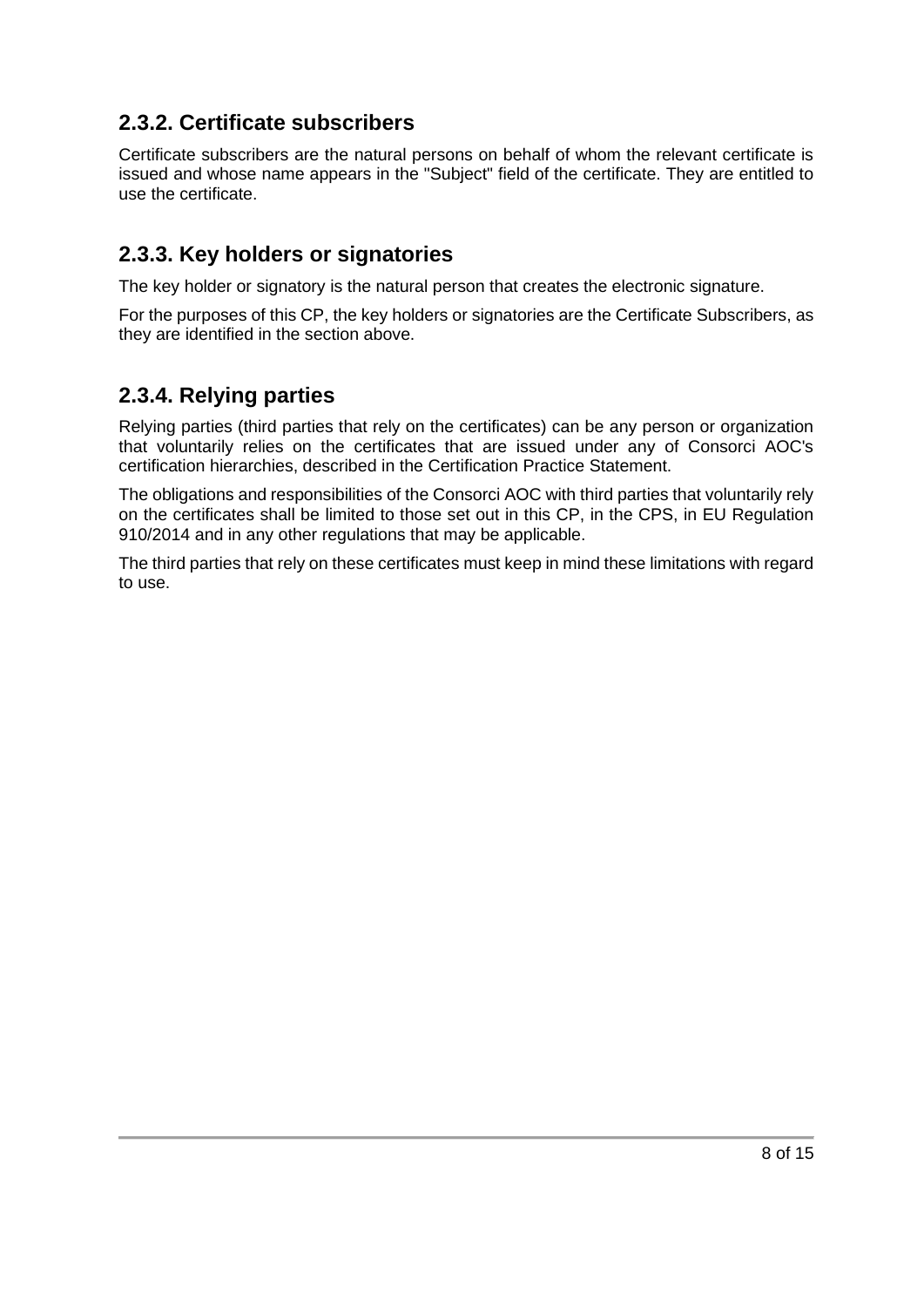### 2.3.2. Certificate subscribers

Certificate subscribers are the natural persons on behalf of whom the relevant certificate is issued and whose name appears in the "Subject" field of the certificate. They are entitled to use the certificate.

### 2.3.3. Key holders or signatories

The key holder or signatory is the natural person that creates the electronic signature.

For the purposes of this CP, the key holders or signatories are the Certificate Subscribers, as they are identified in the section above.

### 2.3.4. Relying parties

Relying parties (third parties that rely on the certificates) can be any person or organization that voluntarily relies on the certificates that are issued under any of Consorci AOC's certification hierarchies, described in the Certification Practice Statement.

The obligations and responsibilities of the Consorci AOC with third parties that voluntarily rely on the certificates shall be limited to those set out in this CP, in the CPS, in EU Regulation 910/2014 and in any other regulations that may be applicable.

The third parties that rely on these certificates must keep in mind these limitations with regard to use.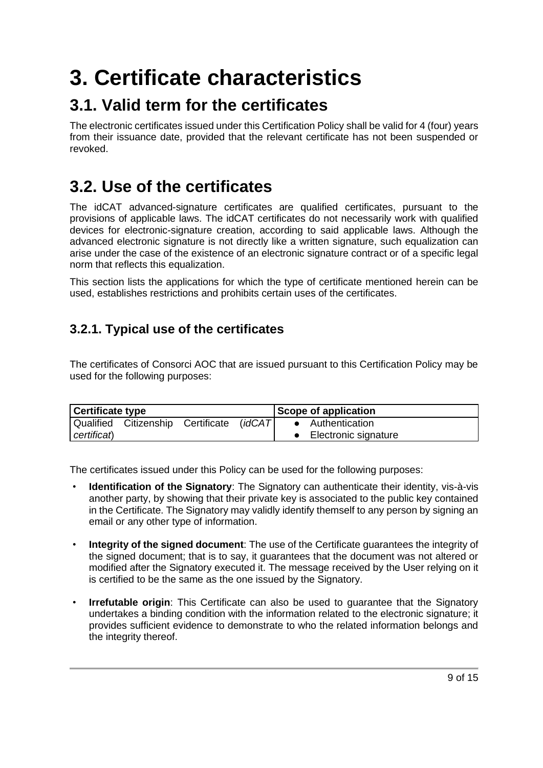# 3. Certificate characteristics

## 3.1. Valid term for the certificates

The electronic certificates issued under this Certification Policy shall be valid for 4 (four) years from their issuance date, provided that the relevant certificate has not been suspended or revoked.

## 3.2. Use of the certificates

The idCAT advanced-signature certificates are qualified certificates, pursuant to the provisions of applicable laws. The idCAT certificates do not necessarily work with qualified devices for electronic-signature creation, according to said applicable laws. Although the advanced electronic signature is not directly like a written signature, such equalization can arise under the case of the existence of an electronic signature contract or of a specific legal norm that reflects this equalization.

This section lists the applications for which the type of certificate mentioned herein can be used, establishes restrictions and prohibits certain uses of the certificates.

### 3.2.1. Typical use of the certificates

The certificates of Consorci AOC that are issued pursuant to this Certification Policy may be used for the following purposes:

| Certificate type | Scope of application |
|---|---|
| Qualified Citizenship Certificate (*idCAT certificat*) | • Authentication<br>• Electronic signature |

The certificates issued under this Policy can be used for the following purposes:

- **Identification of the Signatory**: The Signatory can authenticate their identity, vis-à-vis another party, by showing that their private key is associated to the public key contained in the Certificate. The Signatory may validly identify themself to any person by signing an email or any other type of information.
- **Integrity of the signed document**: The use of the Certificate guarantees the integrity of the signed document; that is to say, it guarantees that the document was not altered or modified after the Signatory executed it. The message received by the User relying on it is certified to be the same as the one issued by the Signatory.
- **Irrefutable origin**: This Certificate can also be used to guarantee that the Signatory undertakes a binding condition with the information related to the electronic signature; it provides sufficient evidence to demonstrate to who the related information belongs and the integrity thereof.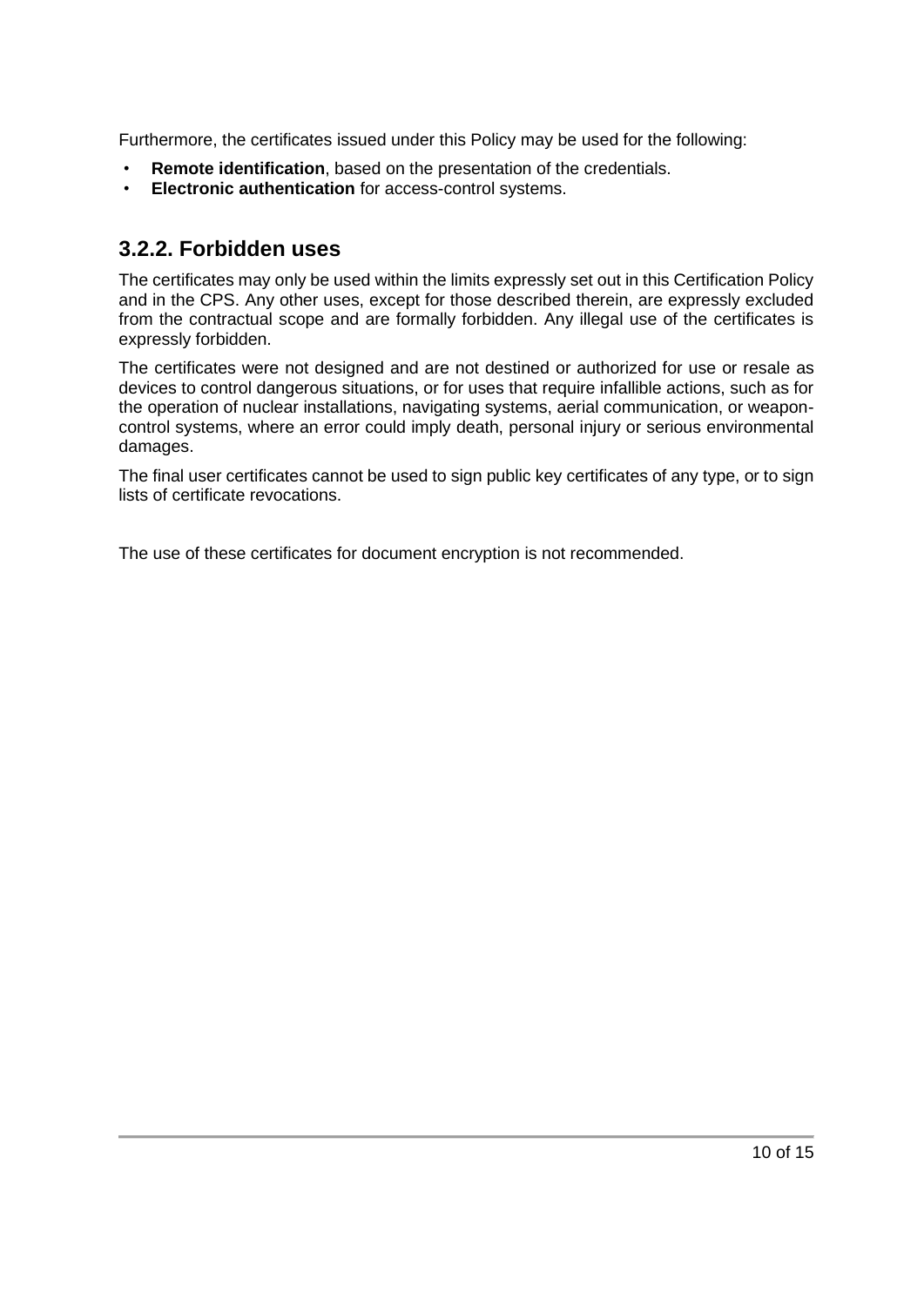Furthermore, the certificates issued under this Policy may be used for the following:

- **Remote identification**, based on the presentation of the credentials.
- **Electronic authentication** for access-control systems.

### 3.2.2. Forbidden uses

The certificates may only be used within the limits expressly set out in this Certification Policy and in the CPS. Any other uses, except for those described therein, are expressly excluded from the contractual scope and are formally forbidden. Any illegal use of the certificates is expressly forbidden.

The certificates were not designed and are not destined or authorized for use or resale as devices to control dangerous situations, or for uses that require infallible actions, such as for the operation of nuclear installations, navigating systems, aerial communication, or weapon-control systems, where an error could imply death, personal injury or serious environmental damages.

The final user certificates cannot be used to sign public key certificates of any type, or to sign lists of certificate revocations.

The use of these certificates for document encryption is not recommended.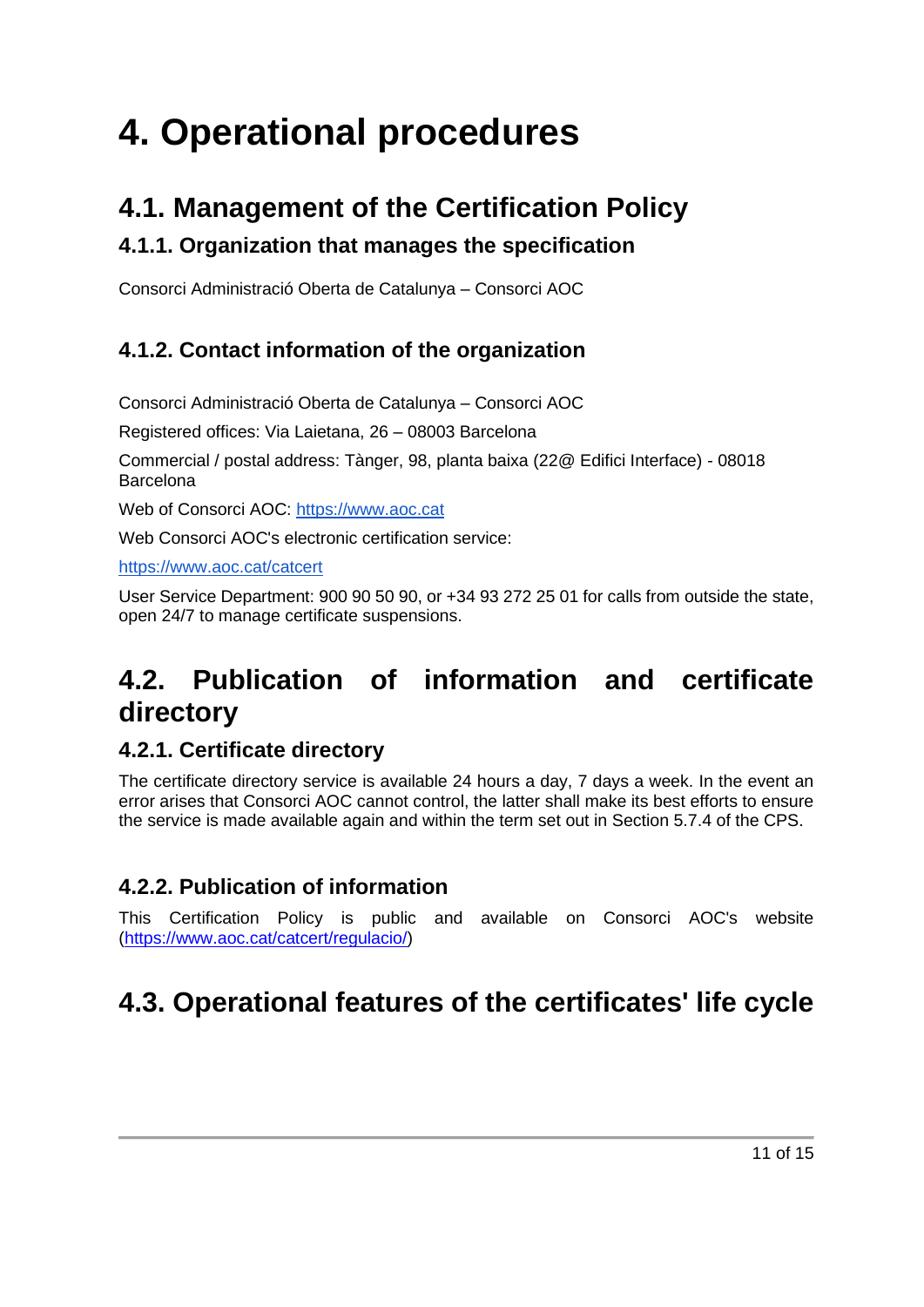# 4. Operational procedures

## 4.1. Management of the Certification Policy

### 4.1.1. Organization that manages the specification

Consorci Administració Oberta de Catalunya – Consorci AOC

### 4.1.2. Contact information of the organization

Consorci Administració Oberta de Catalunya – Consorci AOC

Registered offices: Via Laietana, 26 – 08003 Barcelona

Commercial / postal address: Tànger, 98, planta baixa (22@ Edifici Interface) - 08018 Barcelona

Web of Consorci AOC: [https://www.aoc.cat](https://www.aoc.cat)

Web Consorci AOC's electronic certification service:

[https://www.aoc.cat/catcert](https://www.aoc.cat/catcert)

User Service Department: 900 90 50 90, or +34 93 272 25 01 for calls from outside the state, open 24/7 to manage certificate suspensions.

## 4.2. Publication of information and certificate directory

### 4.2.1. Certificate directory

The certificate directory service is available 24 hours a day, 7 days a week. In the event an error arises that Consorci AOC cannot control, the latter shall make its best efforts to ensure the service is made available again and within the term set out in Section 5.7.4 of the CPS.

### 4.2.2. Publication of information

This Certification Policy is public and available on Consorci AOC's website ([https://www.aoc.cat/catcert/regulacio/](https://www.aoc.cat/catcert/regulacio/))

## 4.3. Operational features of the certificates' life cycle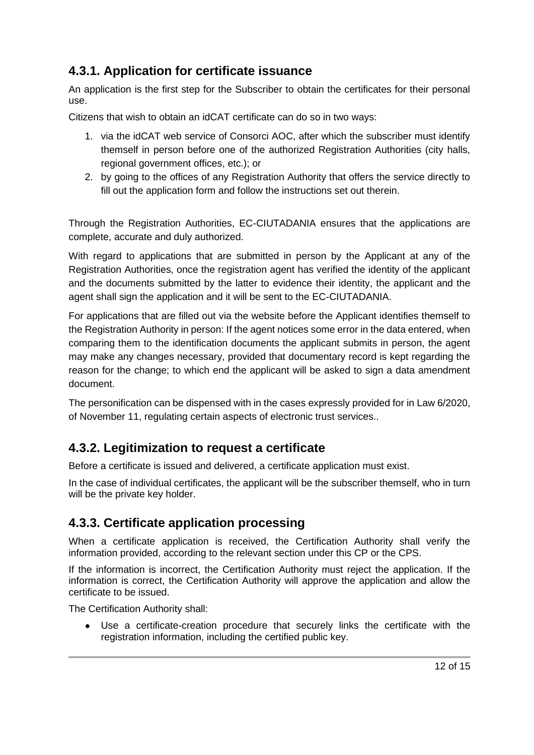### 4.3.1. Application for certificate issuance

An application is the first step for the Subscriber to obtain the certificates for their personal use.

Citizens that wish to obtain an idCAT certificate can do so in two ways:

1. via the idCAT web service of Consorci AOC, after which the subscriber must identify themself in person before one of the authorized Registration Authorities (city halls, regional government offices, etc.); or
2. by going to the offices of any Registration Authority that offers the service directly to fill out the application form and follow the instructions set out therein.

Through the Registration Authorities, EC-CIUTADANIA ensures that the applications are complete, accurate and duly authorized.

With regard to applications that are submitted in person by the Applicant at any of the Registration Authorities, once the registration agent has verified the identity of the applicant and the documents submitted by the latter to evidence their identity, the applicant and the agent shall sign the application and it will be sent to the EC-CIUTADANIA.

For applications that are filled out via the website before the Applicant identifies themself to the Registration Authority in person: If the agent notices some error in the data entered, when comparing them to the identification documents the applicant submits in person, the agent may make any changes necessary, provided that documentary record is kept regarding the reason for the change; to which end the applicant will be asked to sign a data amendment document.

The personification can be dispensed with in the cases expressly provided for in Law 6/2020, of November 11, regulating certain aspects of electronic trust services..

### 4.3.2. Legitimization to request a certificate

Before a certificate is issued and delivered, a certificate application must exist.

In the case of individual certificates, the applicant will be the subscriber themself, who in turn will be the private key holder.

### 4.3.3. Certificate application processing

When a certificate application is received, the Certification Authority shall verify the information provided, according to the relevant section under this CP or the CPS.

If the information is incorrect, the Certification Authority must reject the application. If the information is correct, the Certification Authority will approve the application and allow the certificate to be issued.

The Certification Authority shall:

- Use a certificate-creation procedure that securely links the certificate with the registration information, including the certified public key.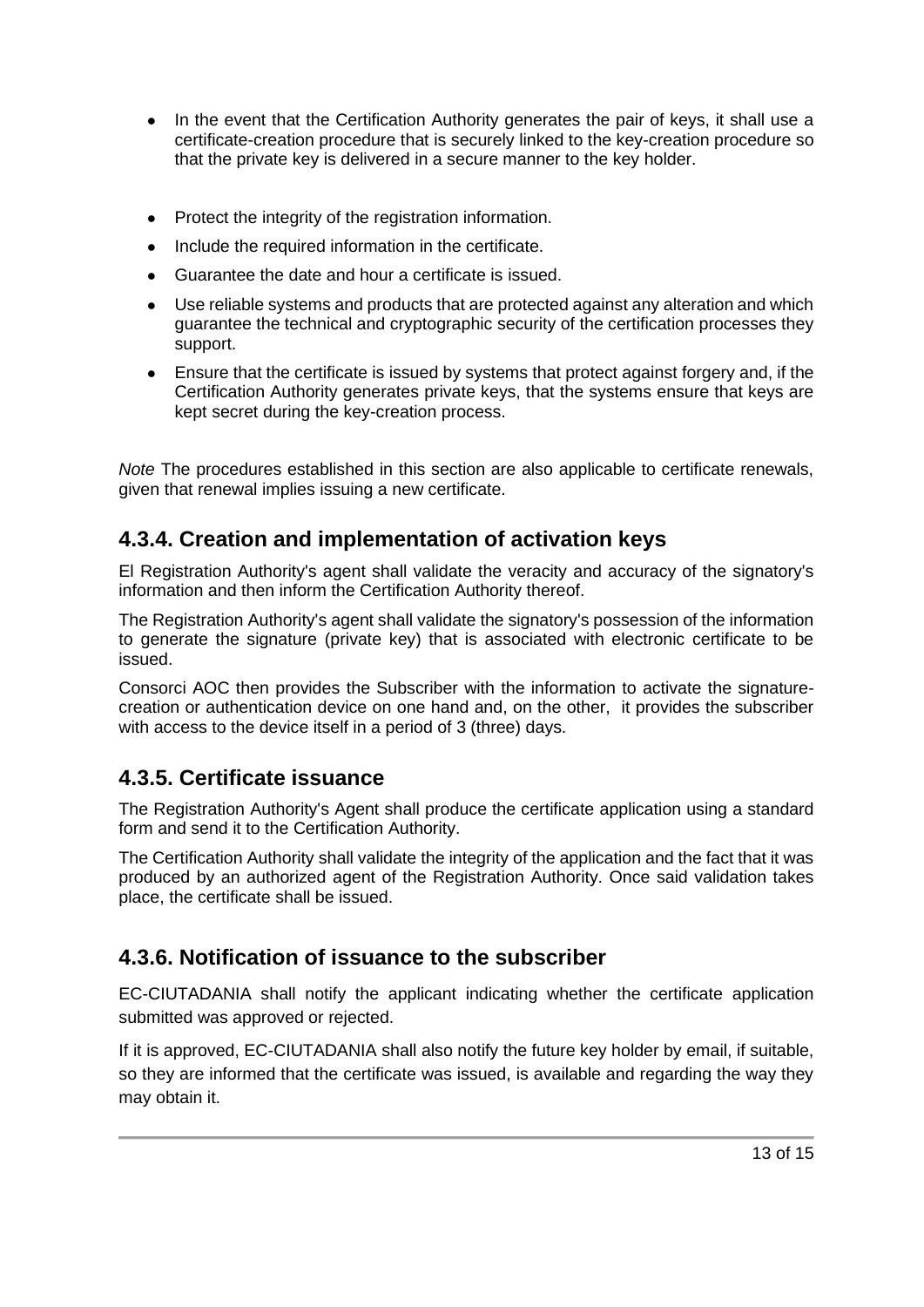- In the event that the Certification Authority generates the pair of keys, it shall use a certificate-creation procedure that is securely linked to the key-creation procedure so that the private key is delivered in a secure manner to the key holder.
- Protect the integrity of the registration information.
- Include the required information in the certificate.
- Guarantee the date and hour a certificate is issued.
- Use reliable systems and products that are protected against any alteration and which guarantee the technical and cryptographic security of the certification processes they support.
- Ensure that the certificate is issued by systems that protect against forgery and, if the Certification Authority generates private keys, that the systems ensure that keys are kept secret during the key-creation process.

*Note* The procedures established in this section are also applicable to certificate renewals, given that renewal implies issuing a new certificate.

## 4.3.4. Creation and implementation of activation keys

El Registration Authority's agent shall validate the veracity and accuracy of the signatory's information and then inform the Certification Authority thereof.

The Registration Authority's agent shall validate the signatory's possession of the information to generate the signature (private key) that is associated with electronic certificate to be issued.

Consorci AOC then provides the Subscriber with the information to activate the signature-creation or authentication device on one hand and, on the other, it provides the subscriber with access to the device itself in a period of 3 (three) days.

## 4.3.5. Certificate issuance

The Registration Authority's Agent shall produce the certificate application using a standard form and send it to the Certification Authority.

The Certification Authority shall validate the integrity of the application and the fact that it was produced by an authorized agent of the Registration Authority. Once said validation takes place, the certificate shall be issued.

## 4.3.6. Notification of issuance to the subscriber

EC-CIUTADANIA shall notify the applicant indicating whether the certificate application submitted was approved or rejected.

If it is approved, EC-CIUTADANIA shall also notify the future key holder by email, if suitable, so they are informed that the certificate was issued, is available and regarding the way they may obtain it.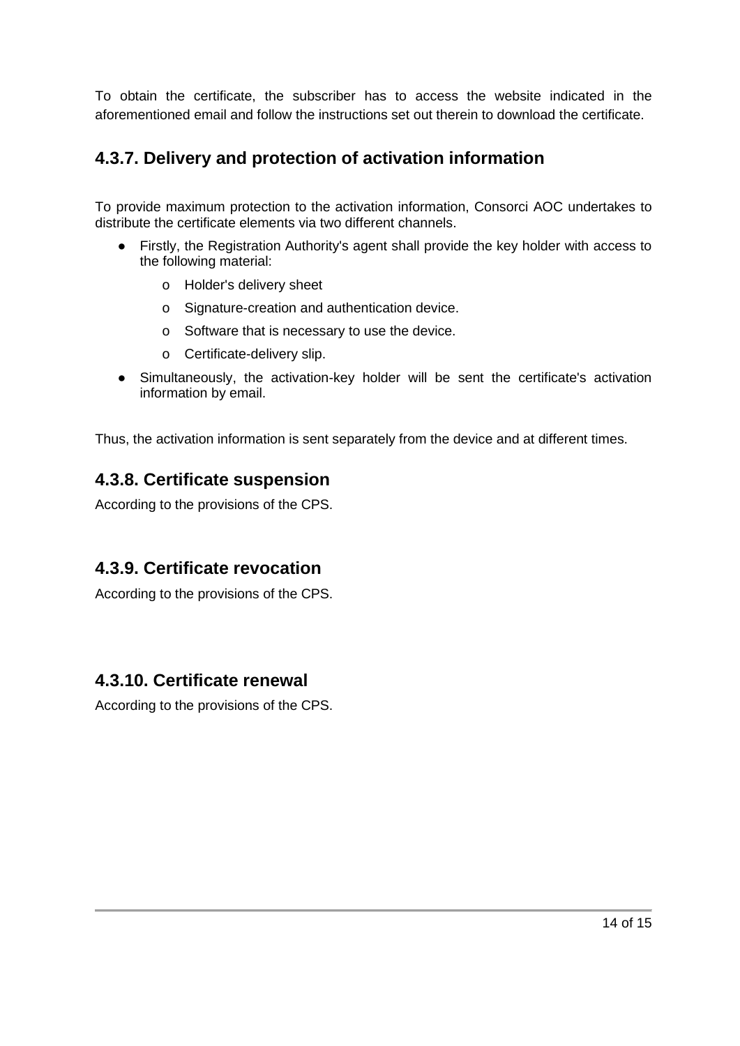To obtain the certificate, the subscriber has to access the website indicated in the aforementioned email and follow the instructions set out therein to download the certificate.

### 4.3.7. Delivery and protection of activation information

To provide maximum protection to the activation information, Consorci AOC undertakes to distribute the certificate elements via two different channels.

- Firstly, the Registration Authority's agent shall provide the key holder with access to the following material:
  - Holder's delivery sheet
  - Signature-creation and authentication device.
  - Software that is necessary to use the device.
  - Certificate-delivery slip.
- Simultaneously, the activation-key holder will be sent the certificate's activation information by email.

Thus, the activation information is sent separately from the device and at different times.

### 4.3.8. Certificate suspension

According to the provisions of the CPS.

### 4.3.9. Certificate revocation

According to the provisions of the CPS.

### 4.3.10. Certificate renewal

According to the provisions of the CPS.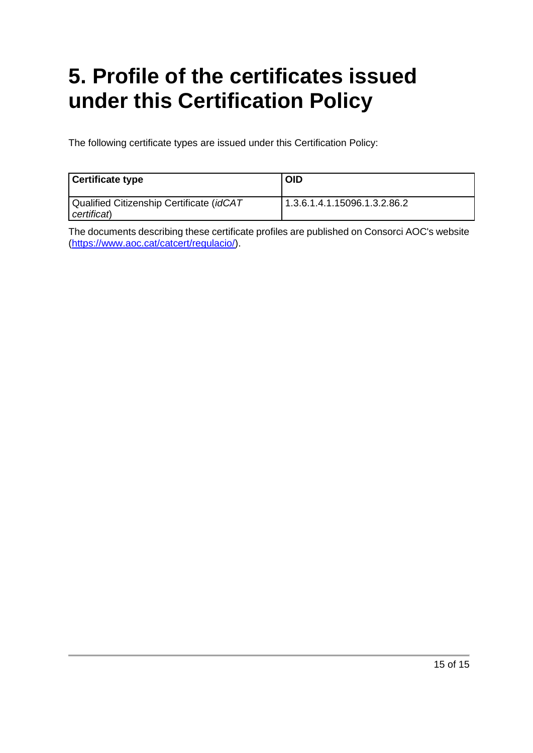# 5. Profile of the certificates issued under this Certification Policy

The following certificate types are issued under this Certification Policy:

| Certificate type | OID |
| --- | --- |
| Qualified Citizenship Certificate (*idCAT certificat*) | 1.3.6.1.4.1.15096.1.3.2.86.2 |

The documents describing these certificate profiles are published on Consorci AOC's website ([https://www.aoc.cat/catcert/regulacio/](https://www.aoc.cat/catcert/regulacio/)).